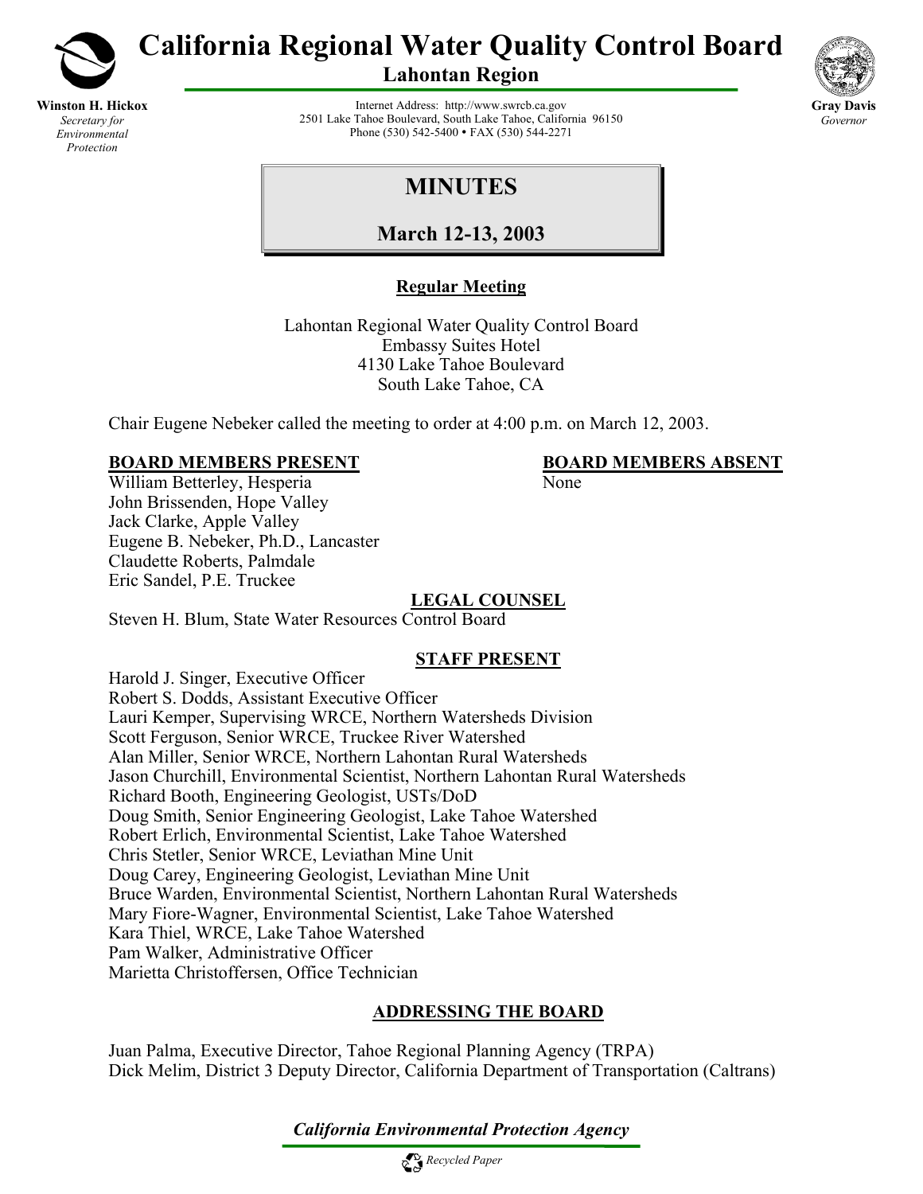# California Regional Water Quality Control Board

## Lahontan Region

**Winston H. Hickox**
*Secretary for Environmental Protection*

Internet Address: http://www.swrcb.ca.gov
2501 Lake Tahoe Boulevard, South Lake Tahoe, California 96150
Phone (530) 542-5400 • FAX (530) 544-2271

**Gray Davis**
*Governor*

# MINUTES

## March 12-13, 2003

**Regular Meeting**

Lahontan Regional Water Quality Control Board
Embassy Suites Hotel
4130 Lake Tahoe Boulevard
South Lake Tahoe, CA

Chair Eugene Nebeker called the meeting to order at 4:00 p.m. on March 12, 2003.

**BOARD MEMBERS PRESENT**

William Betterley, Hesperia
John Brissenden, Hope Valley
Jack Clarke, Apple Valley
Eugene B. Nebeker, Ph.D., Lancaster
Claudette Roberts, Palmdale
Eric Sandel, P.E. Truckee

**BOARD MEMBERS ABSENT**

None

**LEGAL COUNSEL**

Steven H. Blum, State Water Resources Control Board

**STAFF PRESENT**

Harold J. Singer, Executive Officer
Robert S. Dodds, Assistant Executive Officer
Lauri Kemper, Supervising WRCE, Northern Watersheds Division
Scott Ferguson, Senior WRCE, Truckee River Watershed
Alan Miller, Senior WRCE, Northern Lahontan Rural Watersheds
Jason Churchill, Environmental Scientist, Northern Lahontan Rural Watersheds
Richard Booth, Engineering Geologist, USTs/DoD
Doug Smith, Senior Engineering Geologist, Lake Tahoe Watershed
Robert Erlich, Environmental Scientist, Lake Tahoe Watershed
Chris Stetler, Senior WRCE, Leviathan Mine Unit
Doug Carey, Engineering Geologist, Leviathan Mine Unit
Bruce Warden, Environmental Scientist, Northern Lahontan Rural Watersheds
Mary Fiore-Wagner, Environmental Scientist, Lake Tahoe Watershed
Kara Thiel, WRCE, Lake Tahoe Watershed
Pam Walker, Administrative Officer
Marietta Christoffersen, Office Technician

**ADDRESSING THE BOARD**

Juan Palma, Executive Director, Tahoe Regional Planning Agency (TRPA)
Dick Melim, District 3 Deputy Director, California Department of Transportation (Caltrans)

*California Environmental Protection Agency*

*Recycled Paper*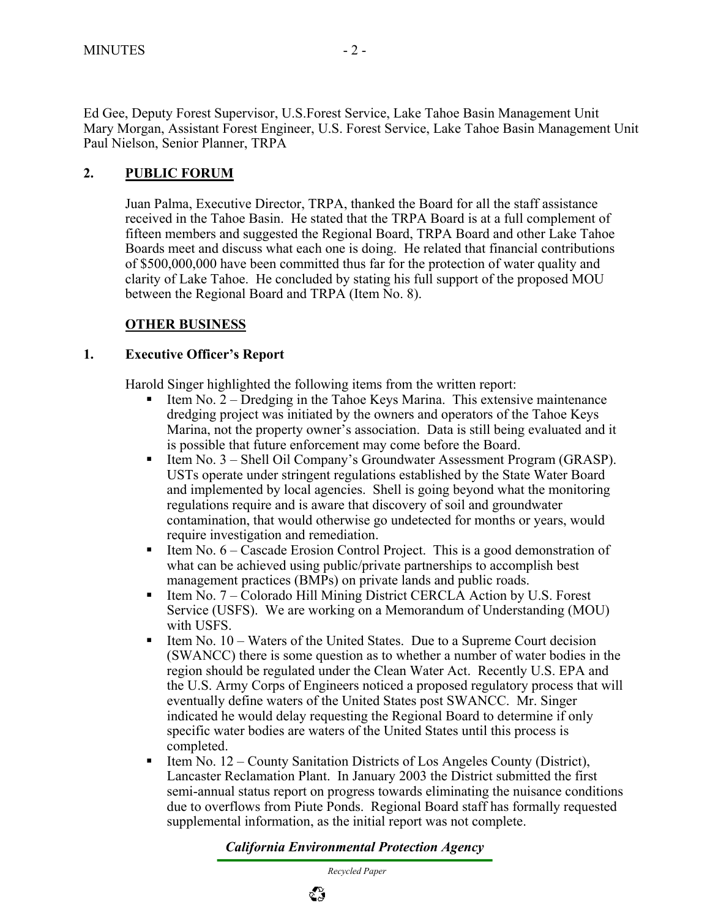Ed Gee, Deputy Forest Supervisor, U.S.Forest Service, Lake Tahoe Basin Management Unit
Mary Morgan, Assistant Forest Engineer, U.S. Forest Service, Lake Tahoe Basin Management Unit
Paul Nielson, Senior Planner, TRPA

## 2. PUBLIC FORUM

Juan Palma, Executive Director, TRPA, thanked the Board for all the staff assistance received in the Tahoe Basin. He stated that the TRPA Board is at a full complement of fifteen members and suggested the Regional Board, TRPA Board and other Lake Tahoe Boards meet and discuss what each one is doing. He related that financial contributions of $500,000,000 have been committed thus far for the protection of water quality and clarity of Lake Tahoe. He concluded by stating his full support of the proposed MOU between the Regional Board and TRPA (Item No. 8).

## OTHER BUSINESS

### 1. Executive Officer's Report

Harold Singer highlighted the following items from the written report:

- Item No. 2 – Dredging in the Tahoe Keys Marina. This extensive maintenance dredging project was initiated by the owners and operators of the Tahoe Keys Marina, not the property owner's association. Data is still being evaluated and it is possible that future enforcement may come before the Board.
- Item No. 3 – Shell Oil Company's Groundwater Assessment Program (GRASP). USTs operate under stringent regulations established by the State Water Board and implemented by local agencies. Shell is going beyond what the monitoring regulations require and is aware that discovery of soil and groundwater contamination, that would otherwise go undetected for months or years, would require investigation and remediation.
- Item No. 6 – Cascade Erosion Control Project. This is a good demonstration of what can be achieved using public/private partnerships to accomplish best management practices (BMPs) on private lands and public roads.
- Item No. 7 – Colorado Hill Mining District CERCLA Action by U.S. Forest Service (USFS). We are working on a Memorandum of Understanding (MOU) with USFS.
- Item No. 10 – Waters of the United States. Due to a Supreme Court decision (SWANCC) there is some question as to whether a number of water bodies in the region should be regulated under the Clean Water Act. Recently U.S. EPA and the U.S. Army Corps of Engineers noticed a proposed regulatory process that will eventually define waters of the United States post SWANCC. Mr. Singer indicated he would delay requesting the Regional Board to determine if only specific water bodies are waters of the United States until this process is completed.
- Item No. 12 – County Sanitation Districts of Los Angeles County (District), Lancaster Reclamation Plant. In January 2003 the District submitted the first semi-annual status report on progress towards eliminating the nuisance conditions due to overflows from Piute Ponds. Regional Board staff has formally requested supplemental information, as the initial report was not complete.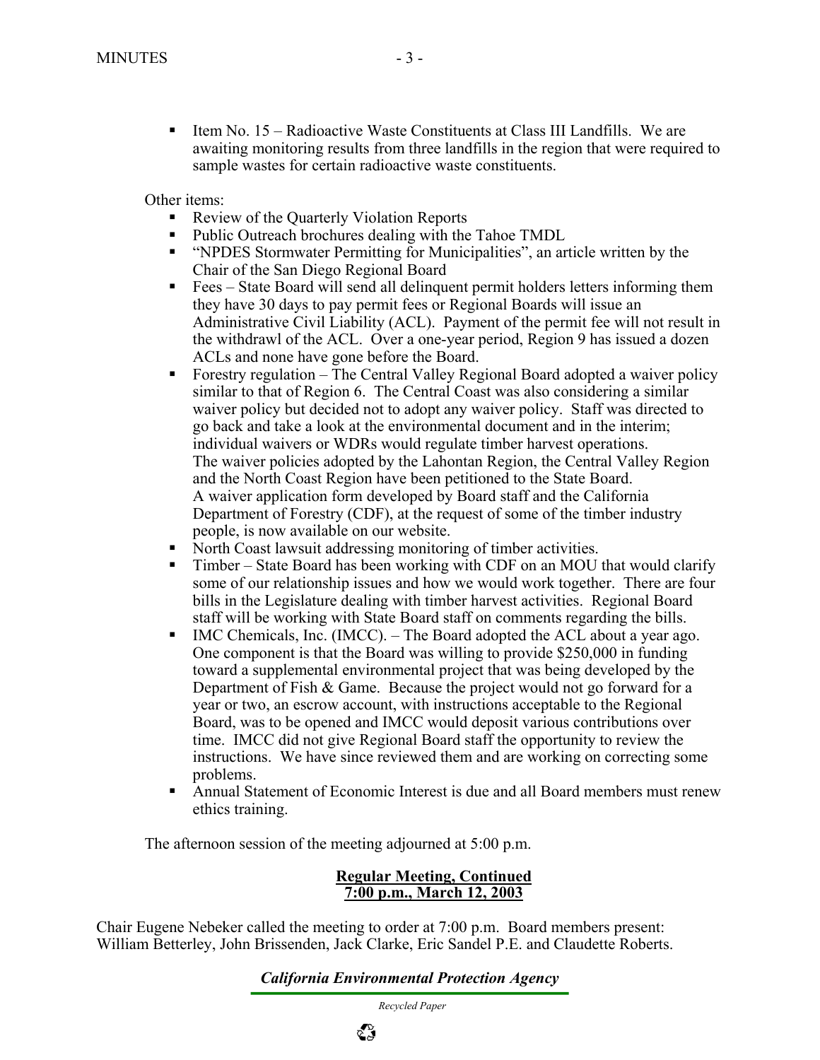- Item No. 15 – Radioactive Waste Constituents at Class III Landfills. We are awaiting monitoring results from three landfills in the region that were required to sample wastes for certain radioactive waste constituents.

Other items:

- Review of the Quarterly Violation Reports
- Public Outreach brochures dealing with the Tahoe TMDL
- "NPDES Stormwater Permitting for Municipalities", an article written by the Chair of the San Diego Regional Board
- Fees – State Board will send all delinquent permit holders letters informing them they have 30 days to pay permit fees or Regional Boards will issue an Administrative Civil Liability (ACL). Payment of the permit fee will not result in the withdrawl of the ACL. Over a one-year period, Region 9 has issued a dozen ACLs and none have gone before the Board.
- Forestry regulation – The Central Valley Regional Board adopted a waiver policy similar to that of Region 6. The Central Coast was also considering a similar waiver policy but decided not to adopt any waiver policy. Staff was directed to go back and take a look at the environmental document and in the interim; individual waivers or WDRs would regulate timber harvest operations. The waiver policies adopted by the Lahontan Region, the Central Valley Region and the North Coast Region have been petitioned to the State Board. A waiver application form developed by Board staff and the California Department of Forestry (CDF), at the request of some of the timber industry people, is now available on our website.
- North Coast lawsuit addressing monitoring of timber activities.
- Timber – State Board has been working with CDF on an MOU that would clarify some of our relationship issues and how we would work together. There are four bills in the Legislature dealing with timber harvest activities. Regional Board staff will be working with State Board staff on comments regarding the bills.
- IMC Chemicals, Inc. (IMCC). – The Board adopted the ACL about a year ago. One component is that the Board was willing to provide $250,000 in funding toward a supplemental environmental project that was being developed by the Department of Fish & Game. Because the project would not go forward for a year or two, an escrow account, with instructions acceptable to the Regional Board, was to be opened and IMCC would deposit various contributions over time. IMCC did not give Regional Board staff the opportunity to review the instructions. We have since reviewed them and are working on correcting some problems.
- Annual Statement of Economic Interest is due and all Board members must renew ethics training.

The afternoon session of the meeting adjourned at 5:00 p.m.

**Regular Meeting, Continued**
**7:00 p.m., March 12, 2003**

Chair Eugene Nebeker called the meeting to order at 7:00 p.m. Board members present: William Betterley, John Brissenden, Jack Clarke, Eric Sandel P.E. and Claudette Roberts.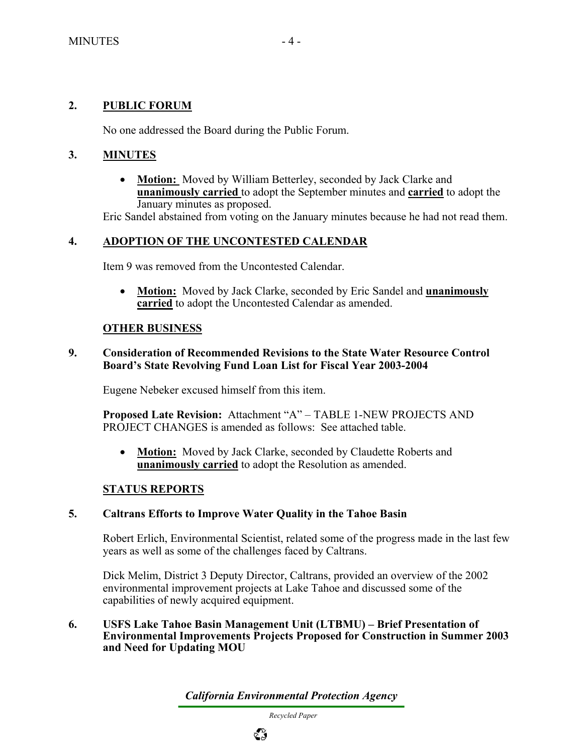## 2. PUBLIC FORUM

No one addressed the Board during the Public Forum.

## 3. MINUTES

- **Motion:** Moved by William Betterley, seconded by Jack Clarke and **unanimously carried** to adopt the September minutes and **carried** to adopt the January minutes as proposed.

Eric Sandel abstained from voting on the January minutes because he had not read them.

## 4. ADOPTION OF THE UNCONTESTED CALENDAR

Item 9 was removed from the Uncontested Calendar.

- **Motion:** Moved by Jack Clarke, seconded by Eric Sandel and **unanimously carried** to adopt the Uncontested Calendar as amended.

## OTHER BUSINESS

### 9. Consideration of Recommended Revisions to the State Water Resource Control Board's State Revolving Fund Loan List for Fiscal Year 2003-2004

Eugene Nebeker excused himself from this item.

**Proposed Late Revision:** Attachment "A" – TABLE 1-NEW PROJECTS AND PROJECT CHANGES is amended as follows: See attached table.

- **Motion:** Moved by Jack Clarke, seconded by Claudette Roberts and **unanimously carried** to adopt the Resolution as amended.

## STATUS REPORTS

### 5. Caltrans Efforts to Improve Water Quality in the Tahoe Basin

Robert Erlich, Environmental Scientist, related some of the progress made in the last few years as well as some of the challenges faced by Caltrans.

Dick Melim, District 3 Deputy Director, Caltrans, provided an overview of the 2002 environmental improvement projects at Lake Tahoe and discussed some of the capabilities of newly acquired equipment.

### 6. USFS Lake Tahoe Basin Management Unit (LTBMU) – Brief Presentation of Environmental Improvements Projects Proposed for Construction in Summer 2003 and Need for Updating MOU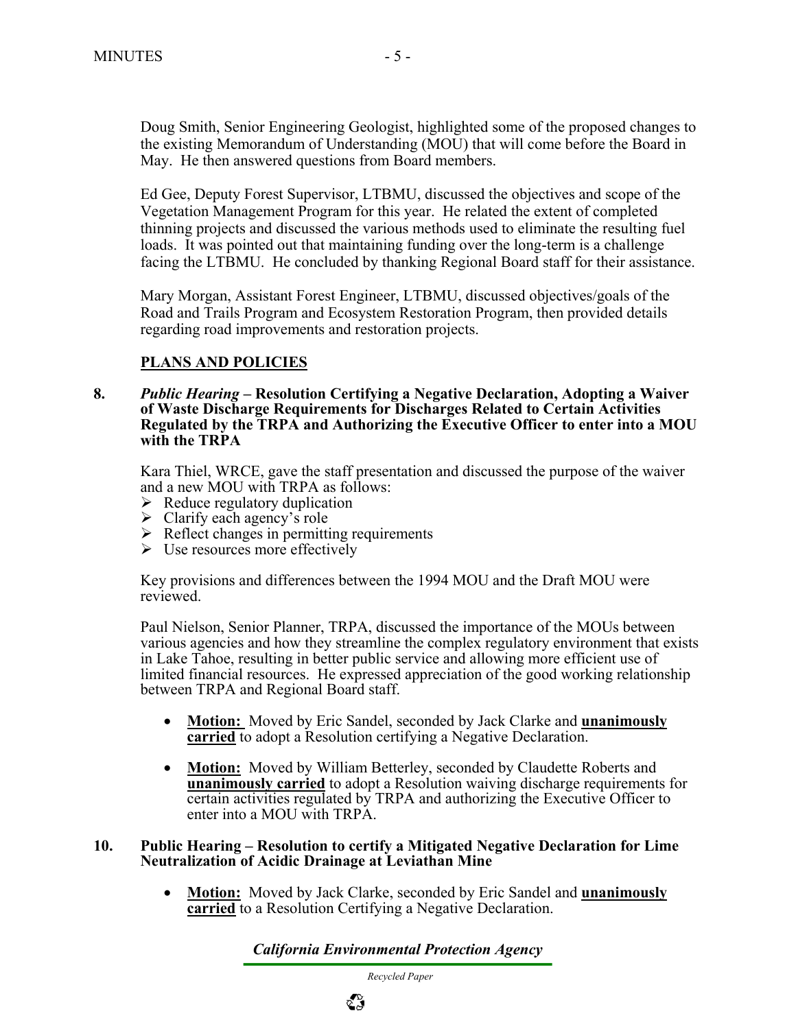Doug Smith, Senior Engineering Geologist, highlighted some of the proposed changes to the existing Memorandum of Understanding (MOU) that will come before the Board in May. He then answered questions from Board members.

Ed Gee, Deputy Forest Supervisor, LTBMU, discussed the objectives and scope of the Vegetation Management Program for this year. He related the extent of completed thinning projects and discussed the various methods used to eliminate the resulting fuel loads. It was pointed out that maintaining funding over the long-term is a challenge facing the LTBMU. He concluded by thanking Regional Board staff for their assistance.

Mary Morgan, Assistant Forest Engineer, LTBMU, discussed objectives/goals of the Road and Trails Program and Ecosystem Restoration Program, then provided details regarding road improvements and restoration projects.

## PLANS AND POLICIES

**8. *Public Hearing* – Resolution Certifying a Negative Declaration, Adopting a Waiver of Waste Discharge Requirements for Discharges Related to Certain Activities Regulated by the TRPA and Authorizing the Executive Officer to enter into a MOU with the TRPA**

Kara Thiel, WRCE, gave the staff presentation and discussed the purpose of the waiver and a new MOU with TRPA as follows:

- Reduce regulatory duplication
- Clarify each agency's role
- Reflect changes in permitting requirements
- Use resources more effectively

Key provisions and differences between the 1994 MOU and the Draft MOU were reviewed.

Paul Nielson, Senior Planner, TRPA, discussed the importance of the MOUs between various agencies and how they streamline the complex regulatory environment that exists in Lake Tahoe, resulting in better public service and allowing more efficient use of limited financial resources. He expressed appreciation of the good working relationship between TRPA and Regional Board staff.

- **Motion:** Moved by Eric Sandel, seconded by Jack Clarke and **unanimously carried** to adopt a Resolution certifying a Negative Declaration.
- **Motion:** Moved by William Betterley, seconded by Claudette Roberts and **unanimously carried** to adopt a Resolution waiving discharge requirements for certain activities regulated by TRPA and authorizing the Executive Officer to enter into a MOU with TRPA.

**10. Public Hearing – Resolution to certify a Mitigated Negative Declaration for Lime Neutralization of Acidic Drainage at Leviathan Mine**

- **Motion:** Moved by Jack Clarke, seconded by Eric Sandel and **unanimously carried** to a Resolution Certifying a Negative Declaration.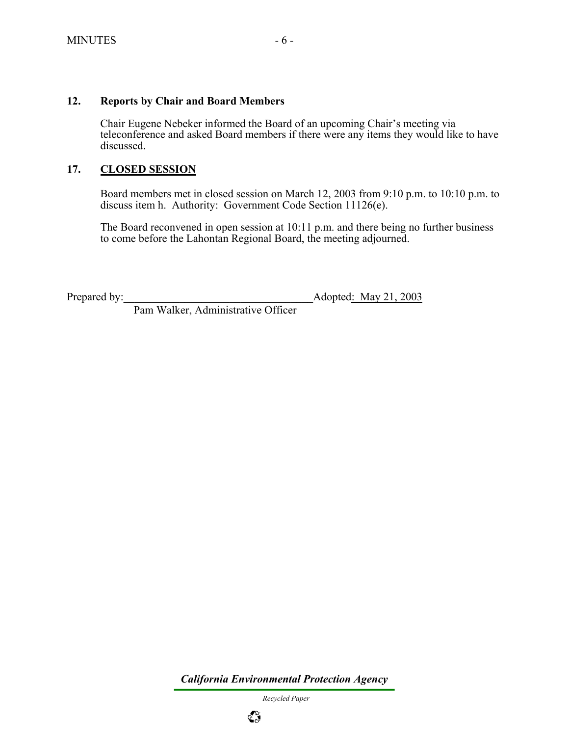### 12. Reports by Chair and Board Members

Chair Eugene Nebeker informed the Board of an upcoming Chair's meeting via teleconference and asked Board members if there were any items they would like to have discussed.

### 17. CLOSED SESSION

Board members met in closed session on March 12, 2003 from 9:10 p.m. to 10:10 p.m. to discuss item h. Authority: Government Code Section 11126(e).

The Board reconvened in open session at 10:11 p.m. and there being no further business to come before the Lahontan Regional Board, the meeting adjourned.

Prepared by:________________________________ Adopted: May 21, 2003

Pam Walker, Administrative Officer

*California Environmental Protection Agency*

*Recycled Paper*